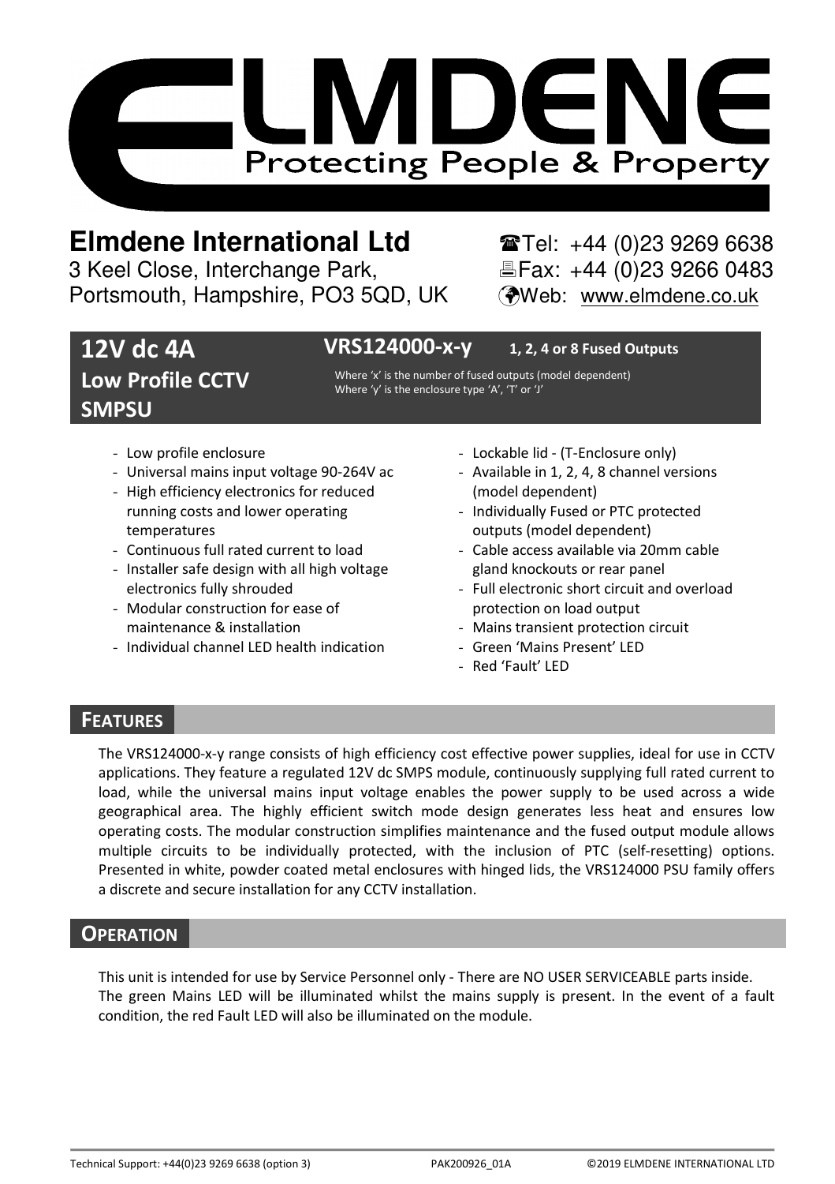# ELMDENE

Protecting People & Property

**Elmdene International Ltd**
3 Keel Close, Interchange Park,
Portsmouth, Hampshire, PO3 5QD, UK

☎Tel: +44 (0)23 9269 6638
🖷Fax: +44 (0)23 9266 0483
Web: www.elmdene.co.uk

## 12V dc 4A Low Profile CCTV SMPSU

**VRS124000-x-y** **1, 2, 4 or 8 Fused Outputs**

Where 'x' is the number of fused outputs (model dependent)
Where 'y' is the enclosure type 'A', 'T' or 'J'

- Low profile enclosure
- Universal mains input voltage 90-264V ac
- High efficiency electronics for reduced running costs and lower operating temperatures
- Continuous full rated current to load
- Installer safe design with all high voltage electronics fully shrouded
- Modular construction for ease of maintenance & installation
- Individual channel LED health indication
- Lockable lid - (T-Enclosure only)
- Available in 1, 2, 4, 8 channel versions (model dependent)
- Individually Fused or PTC protected outputs (model dependent)
- Cable access available via 20mm cable gland knockouts or rear panel
- Full electronic short circuit and overload protection on load output
- Mains transient protection circuit
- Green 'Mains Present' LED
- Red 'Fault' LED

## FEATURES

The VRS124000-x-y range consists of high efficiency cost effective power supplies, ideal for use in CCTV applications. They feature a regulated 12V dc SMPS module, continuously supplying full rated current to load, while the universal mains input voltage enables the power supply to be used across a wide geographical area. The highly efficient switch mode design generates less heat and ensures low operating costs. The modular construction simplifies maintenance and the fused output module allows multiple circuits to be individually protected, with the inclusion of PTC (self-resetting) options. Presented in white, powder coated metal enclosures with hinged lids, the VRS124000 PSU family offers a discrete and secure installation for any CCTV installation.

## OPERATION

This unit is intended for use by Service Personnel only - There are NO USER SERVICEABLE parts inside.
The green Mains LED will be illuminated whilst the mains supply is present. In the event of a fault condition, the red Fault LED will also be illuminated on the module.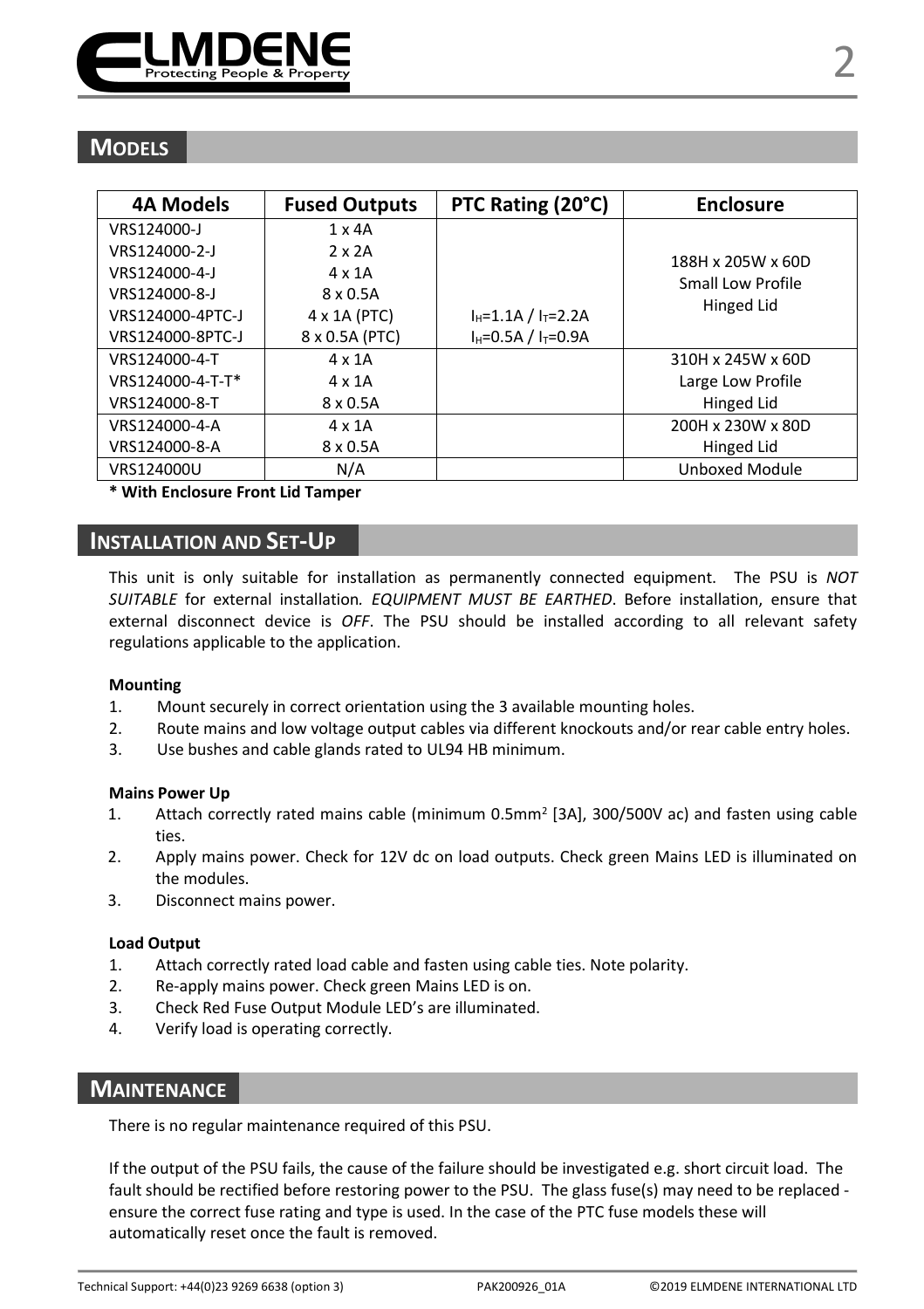## Models

| 4A Models | Fused Outputs | PTC Rating (20°C) | Enclosure |
|---|---|---|---|
| VRS124000-J | 1 x 4A | | 188H x 205W x 60D Small Low Profile Hinged Lid |
| VRS124000-2-J | 2 x 2A | | |
| VRS124000-4-J | 4 x 1A | | |
| VRS124000-8-J | 8 x 0.5A | | |
| VRS124000-4PTC-J | 4 x 1A (PTC) | $I_H$=1.1A / $I_T$=2.2A | |
| VRS124000-8PTC-J | 8 x 0.5A (PTC) | $I_H$=0.5A / $I_T$=0.9A | |
| VRS124000-4-T | 4 x 1A | | 310H x 245W x 60D Large Low Profile Hinged Lid |
| VRS124000-4-T-T* | 4 x 1A | | |
| VRS124000-8-T | 8 x 0.5A | | |
| VRS124000-4-A | 4 x 1A | | 200H x 230W x 80D Hinged Lid |
| VRS124000-8-A | 8 x 0.5A | | |
| VRS124000U | N/A | | Unboxed Module |

**\* With Enclosure Front Lid Tamper**

## Installation and Set-Up

This unit is only suitable for installation as permanently connected equipment. The PSU is *NOT SUITABLE* for external installation*. EQUIPMENT MUST BE EARTHED*. Before installation, ensure that external disconnect device is *OFF*. The PSU should be installed according to all relevant safety regulations applicable to the application.

**Mounting**

1. Mount securely in correct orientation using the 3 available mounting holes.
2. Route mains and low voltage output cables via different knockouts and/or rear cable entry holes.
3. Use bushes and cable glands rated to UL94 HB minimum.

**Mains Power Up**

1. Attach correctly rated mains cable (minimum 0.5mm$^2$ [3A], 300/500V ac) and fasten using cable ties.
2. Apply mains power. Check for 12V dc on load outputs. Check green Mains LED is illuminated on the modules.
3. Disconnect mains power.

**Load Output**

1. Attach correctly rated load cable and fasten using cable ties. Note polarity.
2. Re-apply mains power. Check green Mains LED is on.
3. Check Red Fuse Output Module LED's are illuminated.
4. Verify load is operating correctly.

## Maintenance

There is no regular maintenance required of this PSU.

If the output of the PSU fails, the cause of the failure should be investigated e.g. short circuit load. The fault should be rectified before restoring power to the PSU. The glass fuse(s) may need to be replaced - ensure the correct fuse rating and type is used. In the case of the PTC fuse models these will automatically reset once the fault is removed.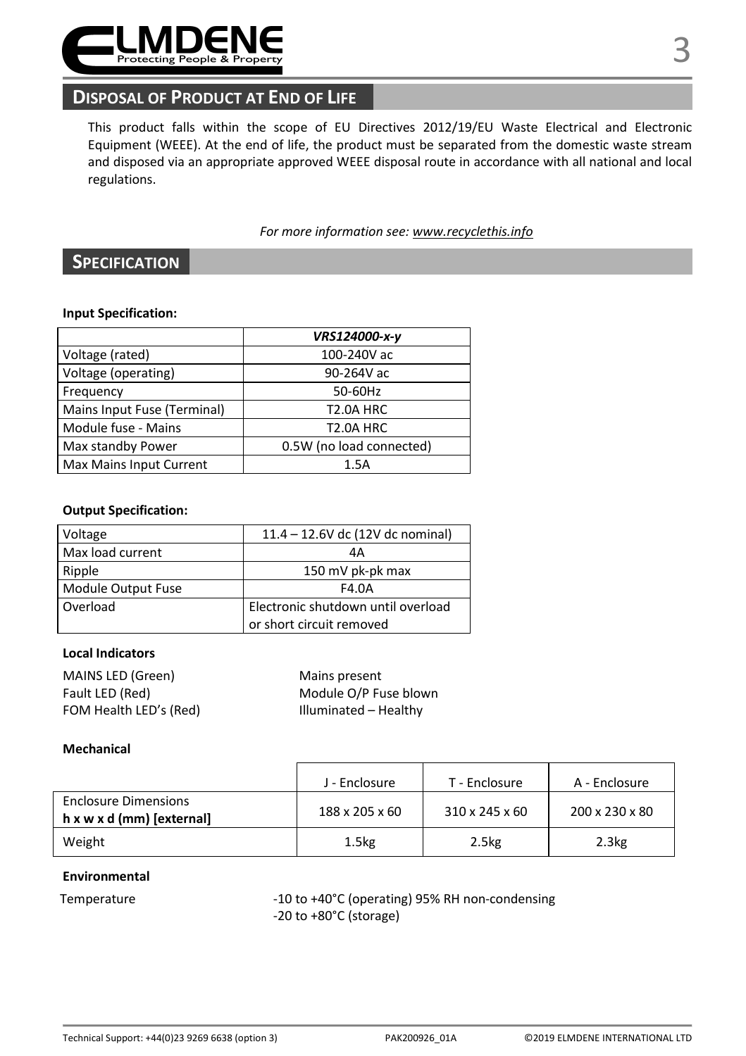## DISPOSAL OF PRODUCT AT END OF LIFE

This product falls within the scope of EU Directives 2012/19/EU Waste Electrical and Electronic Equipment (WEEE). At the end of life, the product must be separated from the domestic waste stream and disposed via an appropriate approved WEEE disposal route in accordance with all national and local regulations.

*For more information see: www.recyclethis.info*

## SPECIFICATION

**Input Specification:**

| | *VRS124000-x-y* |
|---|---|
| Voltage (rated) | 100-240V ac |
| Voltage (operating) | 90-264V ac |
| Frequency | 50-60Hz |
| Mains Input Fuse (Terminal) | T2.0A HRC |
| Module fuse - Mains | T2.0A HRC |
| Max standby Power | 0.5W (no load connected) |
| Max Mains Input Current | 1.5A |

**Output Specification:**

| | |
|---|---|
| Voltage | 11.4 – 12.6V dc (12V dc nominal) |
| Max load current | 4A |
| Ripple | 150 mV pk-pk max |
| Module Output Fuse | F4.0A |
| Overload | Electronic shutdown until overload or short circuit removed |

**Local Indicators**

| | |
|---|---|
| MAINS LED (Green) | Mains present |
| Fault LED (Red) | Module O/P Fuse blown |
| FOM Health LED's (Red) | Illuminated – Healthy |

**Mechanical**

| | J - Enclosure | T - Enclosure | A - Enclosure |
|---|---|---|---|
| Enclosure Dimensions **h x w x d (mm) [external]** | 188 x 205 x 60 | 310 x 245 x 60 | 200 x 230 x 80 |
| Weight | 1.5kg | 2.5kg | 2.3kg |

**Environmental**

Temperature: -10 to +40°C (operating) 95% RH non-condensing
-20 to +80°C (storage)

Technical Support: +44(0)23 9269 6638 (option 3) PAK200926_01A ©2019 ELMDENE INTERNATIONAL LTD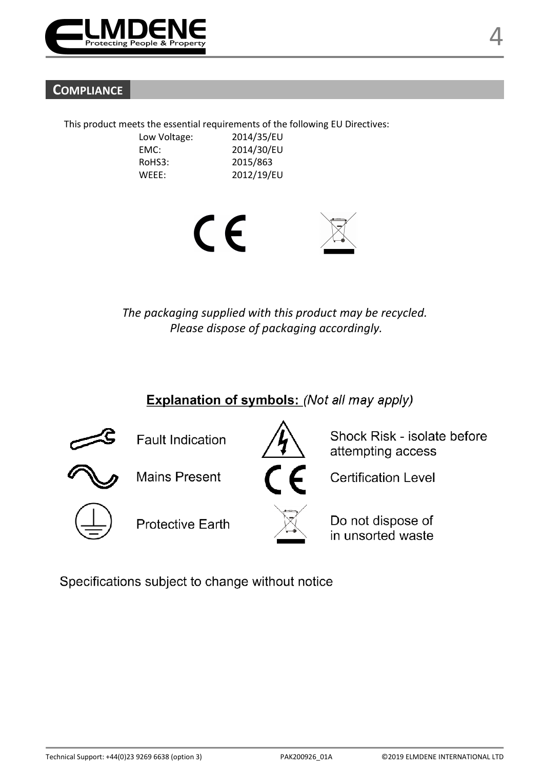## COMPLIANCE

This product meets the essential requirements of the following EU Directives:

| | |
|---|---|
| Low Voltage: | 2014/35/EU |
| EMC: | 2014/30/EU |
| RoHS3: | 2015/863 |
| WEEE: | 2012/19/EU |

*The packaging supplied with this product may be recycled.*
*Please dispose of packaging accordingly.*

**Explanation of symbols:** *(Not all may apply)*

| | |
|---|---|
| Fault Indication | Shock Risk - isolate before attempting access |
| Mains Present | Certification Level |
| Protective Earth | Do not dispose of in unsorted waste |

Specifications subject to change without notice

Technical Support: +44(0)23 9269 6638 (option 3) PAK200926_01A ©2019 ELMDENE INTERNATIONAL LTD